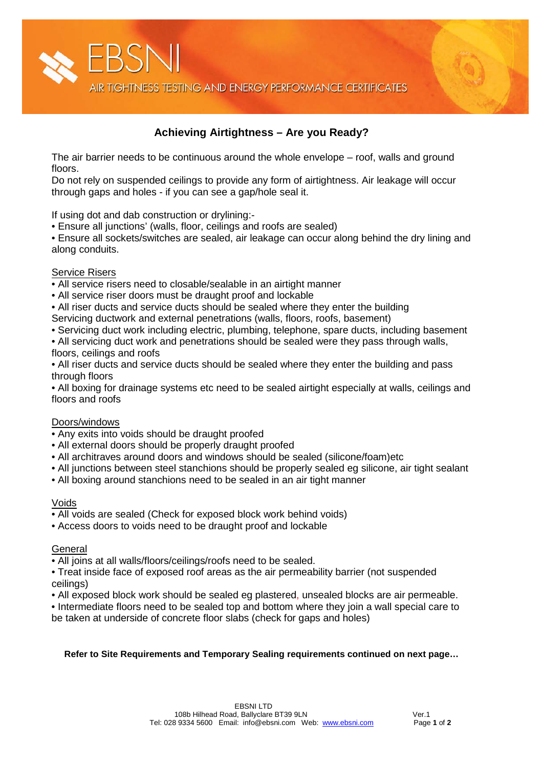EBSNI

AIR TIGHTNESS TESTING AND ENERGY PERFORMANCE CERTIFICATES

## Achieving Airtightness – Are you Ready?

The air barrier needs to be continuous around the whole envelope – roof, walls and ground floors.
Do not rely on suspended ceilings to provide any form of airtightness. Air leakage will occur through gaps and holes - if you can see a gap/hole seal it.

If using dot and dab construction or drylining:-
- Ensure all junctions' (walls, floor, ceilings and roofs are sealed)
- Ensure all sockets/switches are sealed, air leakage can occur along behind the dry lining and along conduits.

<u>Service Risers</u>
- All service risers need to closable/sealable in an airtight manner
- All service riser doors must be draught proof and lockable
- All riser ducts and service ducts should be sealed where they enter the building

Servicing ductwork and external penetrations (walls, floors, roofs, basement)
- Servicing duct work including electric, plumbing, telephone, spare ducts, including basement
- All servicing duct work and penetrations should be sealed were they pass through walls, floors, ceilings and roofs
- All riser ducts and service ducts should be sealed where they enter the building and pass through floors
- All boxing for drainage systems etc need to be sealed airtight especially at walls, ceilings and floors and roofs

<u>Doors/windows</u>
- Any exits into voids should be draught proofed
- All external doors should be properly draught proofed
- All architraves around doors and windows should be sealed (silicone/foam)etc
- All junctions between steel stanchions should be properly sealed eg silicone, air tight sealant
- All boxing around stanchions need to be sealed in an air tight manner

<u>Voids</u>
- All voids are sealed (Check for exposed block work behind voids)
- Access doors to voids need to be draught proof and lockable

<u>General</u>
- All joins at all walls/floors/ceilings/roofs need to be sealed.
- Treat inside face of exposed roof areas as the air permeability barrier (not suspended ceilings)
- All exposed block work should be sealed eg plastered, unsealed blocks are air permeable.
- Intermediate floors need to be sealed top and bottom where they join a wall special care to be taken at underside of concrete floor slabs (check for gaps and holes)

**Refer to Site Requirements and Temporary Sealing requirements continued on next page…**

EBSNI LTD
108b Hilhead Road, Ballyclare BT39 9LN
Tel: 028 9334 5600 Email: info@ebsni.com Web: www.ebsni.com

Ver.1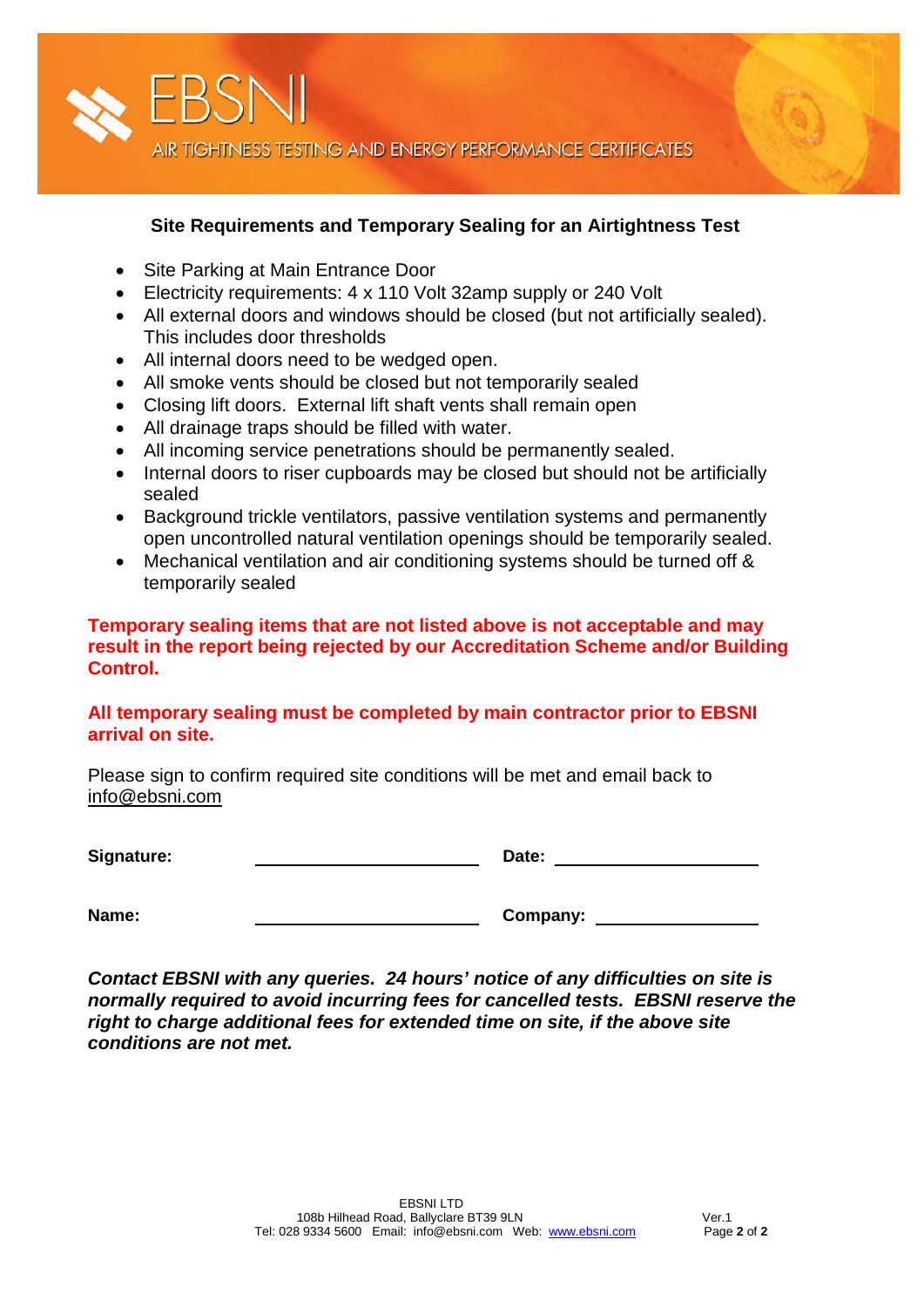# EBSNI

AIR TIGHTNESS TESTING AND ENERGY PERFORMANCE CERTIFICATES

## Site Requirements and Temporary Sealing for an Airtightness Test

- Site Parking at Main Entrance Door
- Electricity requirements: 4 x 110 Volt 32amp supply or 240 Volt
- All external doors and windows should be closed (but not artificially sealed). This includes door thresholds
- All internal doors need to be wedged open.
- All smoke vents should be closed but not temporarily sealed
- Closing lift doors. External lift shaft vents shall remain open
- All drainage traps should be filled with water.
- All incoming service penetrations should be permanently sealed.
- Internal doors to riser cupboards may be closed but should not be artificially sealed
- Background trickle ventilators, passive ventilation systems and permanently open uncontrolled natural ventilation openings should be temporarily sealed.
- Mechanical ventilation and air conditioning systems should be turned off & temporarily sealed

**Temporary sealing items that are not listed above is not acceptable and may result in the report being rejected by our Accreditation Scheme and/or Building Control.**

**All temporary sealing must be completed by main contractor prior to EBSNI arrival on site.**

Please sign to confirm required site conditions will be met and email back to info@ebsni.com

**Signature:** ______________________ **Date:** ______________________

**Name:** ______________________ **Company:** ______________________

***Contact EBSNI with any queries. 24 hours' notice of any difficulties on site is normally required to avoid incurring fees for cancelled tests. EBSNI reserve the right to charge additional fees for extended time on site, if the above site conditions are not met.***

EBSNI LTD
108b Hilhead Road, Ballyclare BT39 9LN
Tel: 028 9334 5600 Email: info@ebsni.com Web: www.ebsni.com

Ver.1